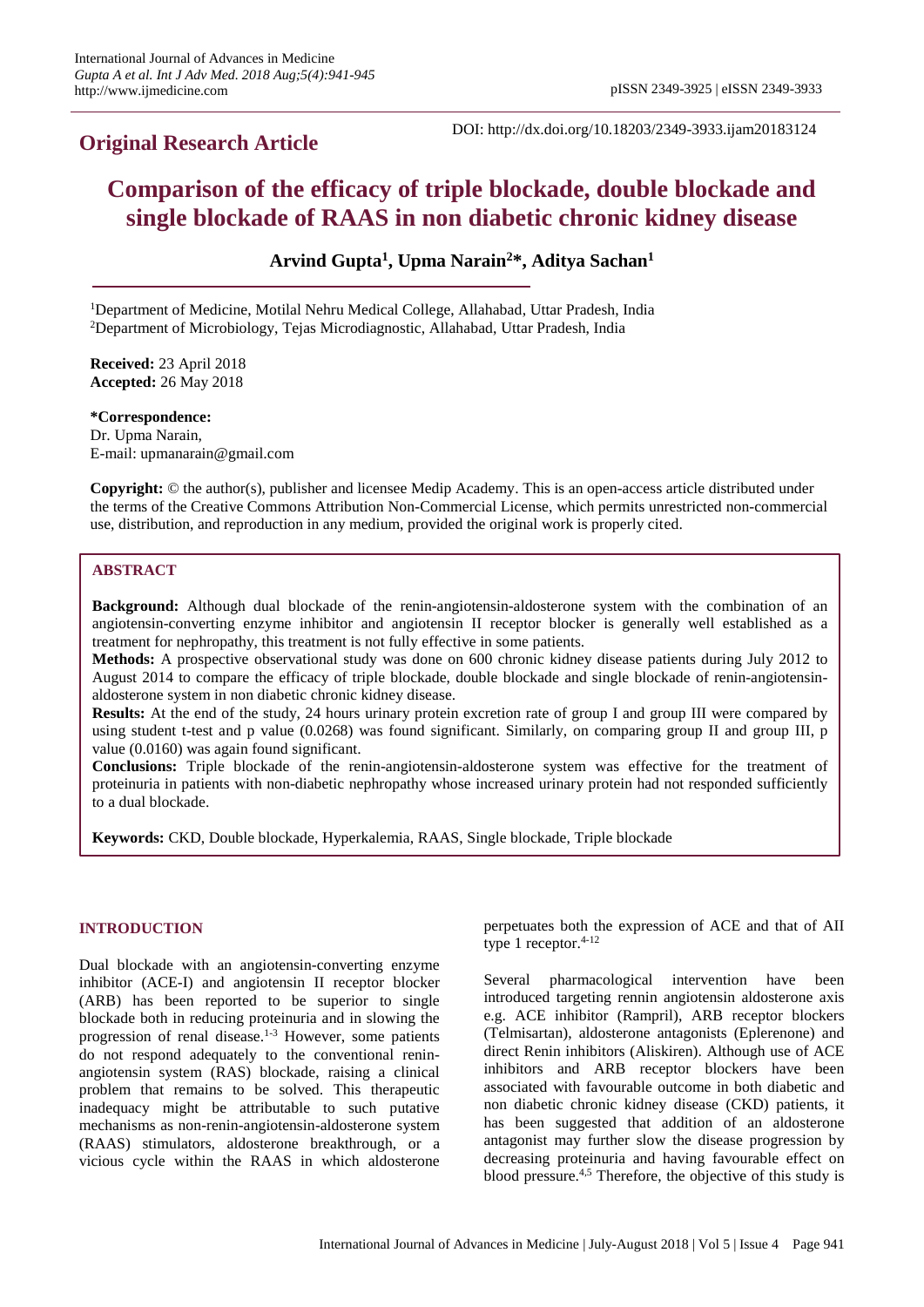## Original Research Article

DOI: http://dx.doi.org/10.18203/2349-3933.ijam20183124

# Comparison of the efficacy of triple blockade, double blockade and single blockade of RAAS in non diabetic chronic kidney disease

**Arvind Gupta[1], Upma Narain[2]*, Aditya Sachan[1]**

[1]Department of Medicine, Motilal Nehru Medical College, Allahabad, Uttar Pradesh, India
[2]Department of Microbiology, Tejas Microdiagnostic, Allahabad, Uttar Pradesh, India

**Received:** 23 April 2018
**Accepted:** 26 May 2018

***Correspondence:**
Dr. Upma Narain,
E-mail: upmanarain@gmail.com

**Copyright:** © the author(s), publisher and licensee Medip Academy. This is an open-access article distributed under the terms of the Creative Commons Attribution Non-Commercial License, which permits unrestricted non-commercial use, distribution, and reproduction in any medium, provided the original work is properly cited.

## ABSTRACT

**Background:** Although dual blockade of the renin-angiotensin-aldosterone system with the combination of an angiotensin-converting enzyme inhibitor and angiotensin II receptor blocker is generally well established as a treatment for nephropathy, this treatment is not fully effective in some patients.

**Methods:** A prospective observational study was done on 600 chronic kidney disease patients during July 2012 to August 2014 to compare the efficacy of triple blockade, double blockade and single blockade of renin-angiotensin-aldosterone system in non diabetic chronic kidney disease.

**Results:** At the end of the study, 24 hours urinary protein excretion rate of group I and group III were compared by using student t-test and p value (0.0268) was found significant. Similarly, on comparing group II and group III, p value (0.0160) was again found significant.

**Conclusions:** Triple blockade of the renin-angiotensin-aldosterone system was effective for the treatment of proteinuria in patients with non-diabetic nephropathy whose increased urinary protein had not responded sufficiently to a dual blockade.

**Keywords:** CKD, Double blockade, Hyperkalemia, RAAS, Single blockade, Triple blockade

## INTRODUCTION

Dual blockade with an angiotensin-converting enzyme inhibitor (ACE-I) and angiotensin II receptor blocker (ARB) has been reported to be superior to single blockade both in reducing proteinuria and in slowing the progression of renal disease.[1-3] However, some patients do not respond adequately to the conventional renin-angiotensin system (RAS) blockade, raising a clinical problem that remains to be solved. This therapeutic inadequacy might be attributable to such putative mechanisms as non-renin-angiotensin-aldosterone system (RAAS) stimulators, aldosterone breakthrough, or a vicious cycle within the RAAS in which aldosterone perpetuates both the expression of ACE and that of AII type 1 receptor.[4-12]

Several pharmacological intervention have been introduced targeting rennin angiotensin aldosterone axis e.g. ACE inhibitor (Rampril), ARB receptor blockers (Telmisartan), aldosterone antagonists (Eplerenone) and direct Renin inhibitors (Aliskiren). Although use of ACE inhibitors and ARB receptor blockers have been associated with favourable outcome in both diabetic and non diabetic chronic kidney disease (CKD) patients, it has been suggested that addition of an aldosterone antagonist may further slow the disease progression by decreasing proteinuria and having favourable effect on blood pressure.[4,5] Therefore, the objective of this study is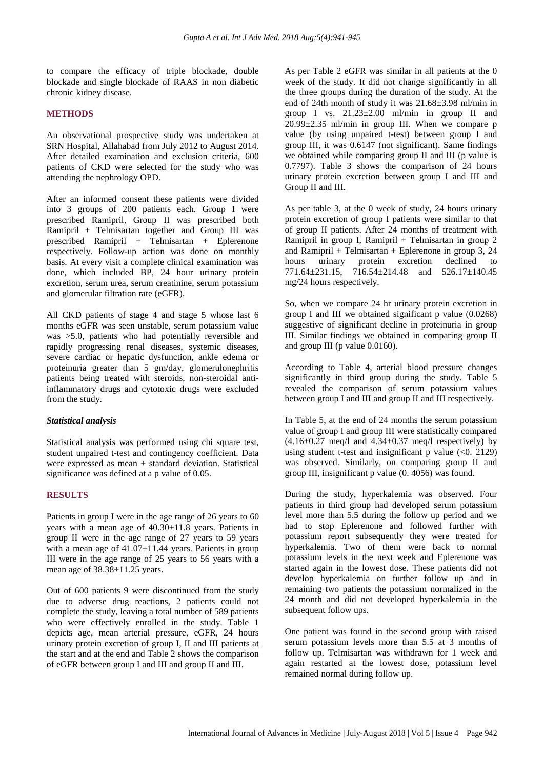to compare the efficacy of triple blockade, double blockade and single blockade of RAAS in non diabetic chronic kidney disease.

## METHODS

An observational prospective study was undertaken at SRN Hospital, Allahabad from July 2012 to August 2014. After detailed examination and exclusion criteria, 600 patients of CKD were selected for the study who was attending the nephrology OPD.

After an informed consent these patients were divided into 3 groups of 200 patients each. Group I were prescribed Ramipril, Group II was prescribed both Ramipril + Telmisartan together and Group III was prescribed Ramipril + Telmisartan + Eplerenone respectively. Follow-up action was done on monthly basis. At every visit a complete clinical examination was done, which included BP, 24 hour urinary protein excretion, serum urea, serum creatinine, serum potassium and glomerular filtration rate (eGFR).

All CKD patients of stage 4 and stage 5 whose last 6 months eGFR was seen unstable, serum potassium value was >5.0, patients who had potentially reversible and rapidly progressing renal diseases, systemic diseases, severe cardiac or hepatic dysfunction, ankle edema or proteinuria greater than 5 gm/day, glomerulonephritis patients being treated with steroids, non-steroidal anti-inflammatory drugs and cytotoxic drugs were excluded from the study.

### *Statistical analysis*

Statistical analysis was performed using chi square test, student unpaired t-test and contingency coefficient. Data were expressed as mean + standard deviation. Statistical significance was defined at a p value of 0.05.

## RESULTS

Patients in group I were in the age range of 26 years to 60 years with a mean age of 40.30±11.8 years. Patients in group II were in the age range of 27 years to 59 years with a mean age of 41.07±11.44 years. Patients in group III were in the age range of 25 years to 56 years with a mean age of 38.38±11.25 years.

Out of 600 patients 9 were discontinued from the study due to adverse drug reactions, 2 patients could not complete the study, leaving a total number of 589 patients who were effectively enrolled in the study. Table 1 depicts age, mean arterial pressure, eGFR, 24 hours urinary protein excretion of group I, II and III patients at the start and at the end and Table 2 shows the comparison of eGFR between group I and III and group II and III.

As per Table 2 eGFR was similar in all patients at the 0 week of the study. It did not change significantly in all the three groups during the duration of the study. At the end of 24th month of study it was 21.68±3.98 ml/min in group I vs. 21.23±2.00 ml/min in group II and 20.99±2.35 ml/min in group III. When we compare p value (by using unpaired t-test) between group I and group III, it was 0.6147 (not significant). Same findings we obtained while comparing group II and III (p value is 0.7797). Table 3 shows the comparison of 24 hours urinary protein excretion between group I and III and Group II and III.

As per table 3, at the 0 week of study, 24 hours urinary protein excretion of group I patients were similar to that of group II patients. After 24 months of treatment with Ramipril in group I, Ramipril + Telmisartan in group 2 and Ramipril + Telmisartan + Eplerenone in group 3, 24 hours urinary protein excretion declined to 771.64±231.15, 716.54±214.48 and 526.17±140.45 mg/24 hours respectively.

So, when we compare 24 hr urinary protein excretion in group I and III we obtained significant p value (0.0268) suggestive of significant decline in proteinuria in group III. Similar findings we obtained in comparing group II and group III (p value 0.0160).

According to Table 4, arterial blood pressure changes significantly in third group during the study. Table 5 revealed the comparison of serum potassium values between group I and III and group II and III respectively.

In Table 5, at the end of 24 months the serum potassium value of group I and group III were statistically compared (4.16±0.27 meq/l and 4.34±0.37 meq/l respectively) by using student t-test and insignificant p value (<0. 2129) was observed. Similarly, on comparing group II and group III, insignificant p value (0. 4056) was found.

During the study, hyperkalemia was observed. Four patients in third group had developed serum potassium level more than 5.5 during the follow up period and we had to stop Eplerenone and followed further with potassium report subsequently they were treated for hyperkalemia. Two of them were back to normal potassium levels in the next week and Eplerenone was started again in the lowest dose. These patients did not develop hyperkalemia on further follow up and in remaining two patients the potassium normalized in the 24 month and did not developed hyperkalemia in the subsequent follow ups.

One patient was found in the second group with raised serum potassium levels more than 5.5 at 3 months of follow up. Telmisartan was withdrawn for 1 week and again restarted at the lowest dose, potassium level remained normal during follow up.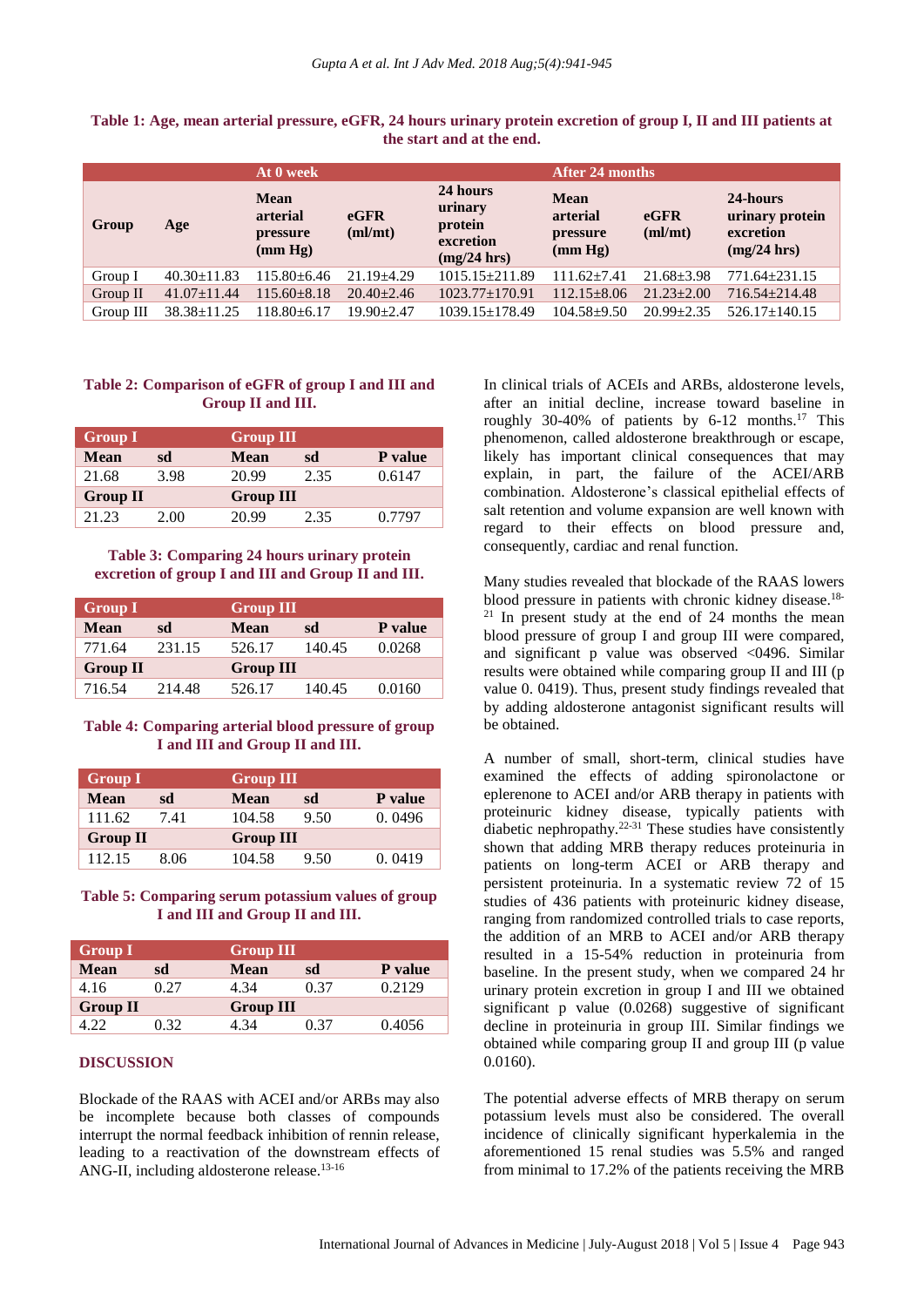**Table 1: Age, mean arterial pressure, eGFR, 24 hours urinary protein excretion of group I, II and III patients at the start and at the end.**

| | | At 0 week | | | After 24 months | | |
|---|---|---|---|---|---|---|---|
| Group | Age | Mean arterial pressure (mm Hg) | eGFR (ml/mt) | 24 hours urinary protein excretion (mg/24 hrs) | Mean arterial pressure (mm Hg) | eGFR (ml/mt) | 24-hours urinary protein excretion (mg/24 hrs) |
| Group I | 40.30±11.83 | 115.80±6.46 | 21.19±4.29 | 1015.15±211.89 | 111.62±7.41 | 21.68±3.98 | 771.64±231.15 |
| Group II | 41.07±11.44 | 115.60±8.18 | 20.40±2.46 | 1023.77±170.91 | 112.15±8.06 | 21.23±2.00 | 716.54±214.48 |
| Group III | 38.38±11.25 | 118.80±6.17 | 19.90±2.47 | 1039.15±178.49 | 104.58±9.50 | 20.99±2.35 | 526.17±140.15 |

**Table 2: Comparison of eGFR of group I and III and Group II and III.**

| Group I | | Group III | | |
|---|---|---|---|---|
| Mean | sd | Mean | sd | P value |
| 21.68 | 3.98 | 20.99 | 2.35 | 0.6147 |
| Group II | | Group III | | |
| 21.23 | 2.00 | 20.99 | 2.35 | 0.7797 |

**Table 3: Comparing 24 hours urinary protein excretion of group I and III and Group II and III.**

| Group I | | Group III | | |
|---|---|---|---|---|
| Mean | sd | Mean | sd | P value |
| 771.64 | 231.15 | 526.17 | 140.45 | 0.0268 |
| Group II | | Group III | | |
| 716.54 | 214.48 | 526.17 | 140.45 | 0.0160 |

**Table 4: Comparing arterial blood pressure of group I and III and Group II and III.**

| Group I | | Group III | | |
|---|---|---|---|---|
| Mean | sd | Mean | sd | P value |
| 111.62 | 7.41 | 104.58 | 9.50 | 0. 0496 |
| Group II | | Group III | | |
| 112.15 | 8.06 | 104.58 | 9.50 | 0. 0419 |

**Table 5: Comparing serum potassium values of group I and III and Group II and III.**

| Group I | | Group III | | |
|---|---|---|---|---|
| Mean | sd | Mean | sd | P value |
| 4.16 | 0.27 | 4.34 | 0.37 | 0.2129 |
| Group II | | Group III | | |
| 4.22 | 0.32 | 4.34 | 0.37 | 0.4056 |

## DISCUSSION

Blockade of the RAAS with ACEI and/or ARBs may also be incomplete because both classes of compounds interrupt the normal feedback inhibition of rennin release, leading to a reactivation of the downstream effects of ANG-II, including aldosterone release.[13-16]

In clinical trials of ACEIs and ARBs, aldosterone levels, after an initial decline, increase toward baseline in roughly 30-40% of patients by 6-12 months.[17] This phenomenon, called aldosterone breakthrough or escape, likely has important clinical consequences that may explain, in part, the failure of the ACEI/ARB combination. Aldosterone's classical epithelial effects of salt retention and volume expansion are well known with regard to their effects on blood pressure and, consequently, cardiac and renal function.

Many studies revealed that blockade of the RAAS lowers blood pressure in patients with chronic kidney disease.[18-21] In present study at the end of 24 months the mean blood pressure of group I and group III were compared, and significant p value was observed <0496. Similar results were obtained while comparing group II and III (p value 0. 0419). Thus, present study findings revealed that by adding aldosterone antagonist significant results will be obtained.

A number of small, short-term, clinical studies have examined the effects of adding spironolactone or eplerenone to ACEI and/or ARB therapy in patients with proteinuric kidney disease, typically patients with diabetic nephropathy.[22-31] These studies have consistently shown that adding MRB therapy reduces proteinuria in patients on long-term ACEI or ARB therapy and persistent proteinuria. In a systematic review 72 of 15 studies of 436 patients with proteinuric kidney disease, ranging from randomized controlled trials to case reports, the addition of an MRB to ACEI and/or ARB therapy resulted in a 15-54% reduction in proteinuria from baseline. In the present study, when we compared 24 hr urinary protein excretion in group I and III we obtained significant p value (0.0268) suggestive of significant decline in proteinuria in group III. Similar findings we obtained while comparing group II and group III (p value 0.0160).

The potential adverse effects of MRB therapy on serum potassium levels must also be considered. The overall incidence of clinically significant hyperkalemia in the aforementioned 15 renal studies was 5.5% and ranged from minimal to 17.2% of the patients receiving the MRB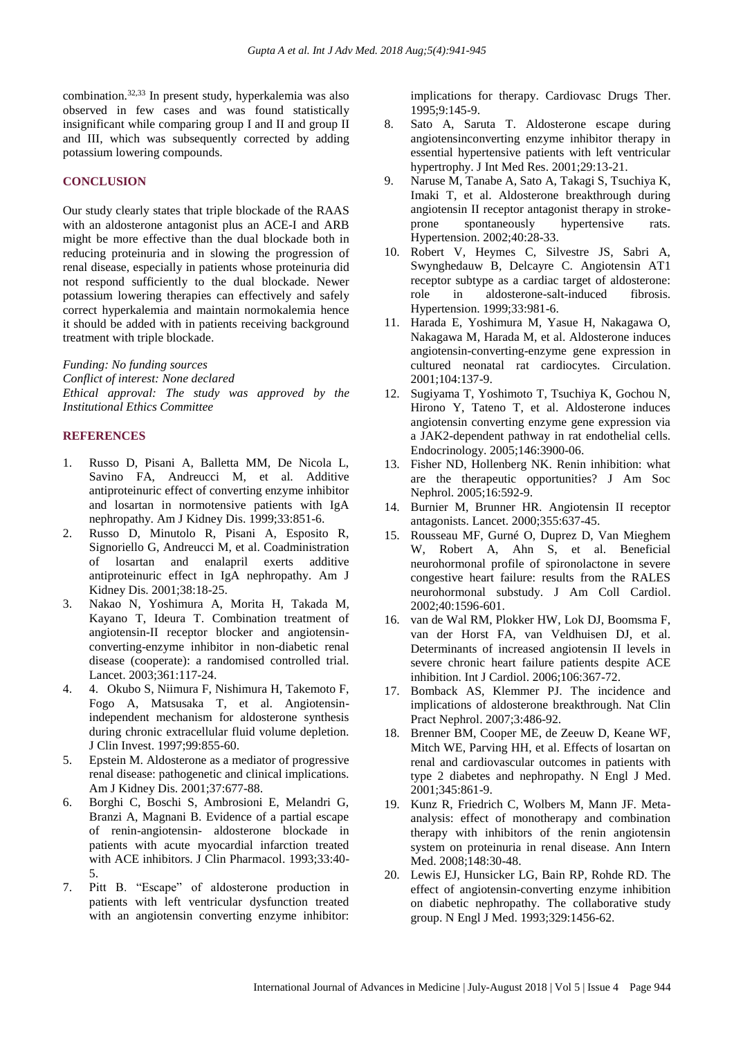combination.[32,33] In present study, hyperkalemia was also observed in few cases and was found statistically insignificant while comparing group I and II and group II and III, which was subsequently corrected by adding potassium lowering compounds.

## CONCLUSION

Our study clearly states that triple blockade of the RAAS with an aldosterone antagonist plus an ACE-I and ARB might be more effective than the dual blockade both in reducing proteinuria and in slowing the progression of renal disease, especially in patients whose proteinuria did not respond sufficiently to the dual blockade. Newer potassium lowering therapies can effectively and safely correct hyperkalemia and maintain normokalemia hence it should be added with in patients receiving background treatment with triple blockade.

*Funding: No funding sources*
*Conflict of interest: None declared*
*Ethical approval: The study was approved by the Institutional Ethics Committee*

## REFERENCES

1. Russo D, Pisani A, Balletta MM, De Nicola L, Savino FA, Andreucci M, et al. Additive antiproteinuric effect of converting enzyme inhibitor and losartan in normotensive patients with IgA nephropathy. Am J Kidney Dis. 1999;33:851-6.
2. Russo D, Minutolo R, Pisani A, Esposito R, Signoriello G, Andreucci M, et al. Coadministration of losartan and enalapril exerts additive antiproteinuric effect in IgA nephropathy. Am J Kidney Dis. 2001;38:18-25.
3. Nakao N, Yoshimura A, Morita H, Takada M, Kayano T, Ideura T. Combination treatment of angiotensin-II receptor blocker and angiotensin-converting-enzyme inhibitor in non-diabetic renal disease (cooperate): a randomised controlled trial. Lancet. 2003;361:117-24.
4. 4. Okubo S, Niimura F, Nishimura H, Takemoto F, Fogo A, Matsusaka T, et al. Angiotensin-independent mechanism for aldosterone synthesis during chronic extracellular fluid volume depletion. J Clin Invest. 1997;99:855-60.
5. Epstein M. Aldosterone as a mediator of progressive renal disease: pathogenetic and clinical implications. Am J Kidney Dis. 2001;37:677-88.
6. Borghi C, Boschi S, Ambrosioni E, Melandri G, Branzi A, Magnani B. Evidence of a partial escape of renin-angiotensin- aldosterone blockade in patients with acute myocardial infarction treated with ACE inhibitors. J Clin Pharmacol. 1993;33:40-5.
7. Pitt B. "Escape" of aldosterone production in patients with left ventricular dysfunction treated with an angiotensin converting enzyme inhibitor: implications for therapy. Cardiovasc Drugs Ther. 1995;9:145-9.
8. Sato A, Saruta T. Aldosterone escape during angiotensinconverting enzyme inhibitor therapy in essential hypertensive patients with left ventricular hypertrophy. J Int Med Res. 2001;29:13-21.
9. Naruse M, Tanabe A, Sato A, Takagi S, Tsuchiya K, Imaki T, et al. Aldosterone breakthrough during angiotensin II receptor antagonist therapy in stroke-prone spontaneously hypertensive rats. Hypertension. 2002;40:28-33.
10. Robert V, Heymes C, Silvestre JS, Sabri A, Swynghedauw B, Delcayre C. Angiotensin AT1 receptor subtype as a cardiac target of aldosterone: role in aldosterone-salt-induced fibrosis. Hypertension. 1999;33:981-6.
11. Harada E, Yoshimura M, Yasue H, Nakagawa O, Nakagawa M, Harada M, et al. Aldosterone induces angiotensin-converting-enzyme gene expression in cultured neonatal rat cardiocytes. Circulation. 2001;104:137-9.
12. Sugiyama T, Yoshimoto T, Tsuchiya K, Gochou N, Hirono Y, Tateno T, et al. Aldosterone induces angiotensin converting enzyme gene expression via a JAK2-dependent pathway in rat endothelial cells. Endocrinology. 2005;146:3900-06.
13. Fisher ND, Hollenberg NK. Renin inhibition: what are the therapeutic opportunities? J Am Soc Nephrol. 2005;16:592-9.
14. Burnier M, Brunner HR. Angiotensin II receptor antagonists. Lancet. 2000;355:637-45.
15. Rousseau MF, Gurné O, Duprez D, Van Mieghem W, Robert A, Ahn S, et al. Beneficial neurohormonal profile of spironolactone in severe congestive heart failure: results from the RALES neurohormonal substudy. J Am Coll Cardiol. 2002;40:1596-601.
16. van de Wal RM, Plokker HW, Lok DJ, Boomsma F, van der Horst FA, van Veldhuisen DJ, et al. Determinants of increased angiotensin II levels in severe chronic heart failure patients despite ACE inhibition. Int J Cardiol. 2006;106:367-72.
17. Bomback AS, Klemmer PJ. The incidence and implications of aldosterone breakthrough. Nat Clin Pract Nephrol. 2007;3:486-92.
18. Brenner BM, Cooper ME, de Zeeuw D, Keane WF, Mitch WE, Parving HH, et al. Effects of losartan on renal and cardiovascular outcomes in patients with type 2 diabetes and nephropathy. N Engl J Med. 2001;345:861-9.
19. Kunz R, Friedrich C, Wolbers M, Mann JF. Meta-analysis: effect of monotherapy and combination therapy with inhibitors of the renin angiotensin system on proteinuria in renal disease. Ann Intern Med. 2008;148:30-48.
20. Lewis EJ, Hunsicker LG, Bain RP, Rohde RD. The effect of angiotensin-converting enzyme inhibition on diabetic nephropathy. The collaborative study group. N Engl J Med. 1993;329:1456-62.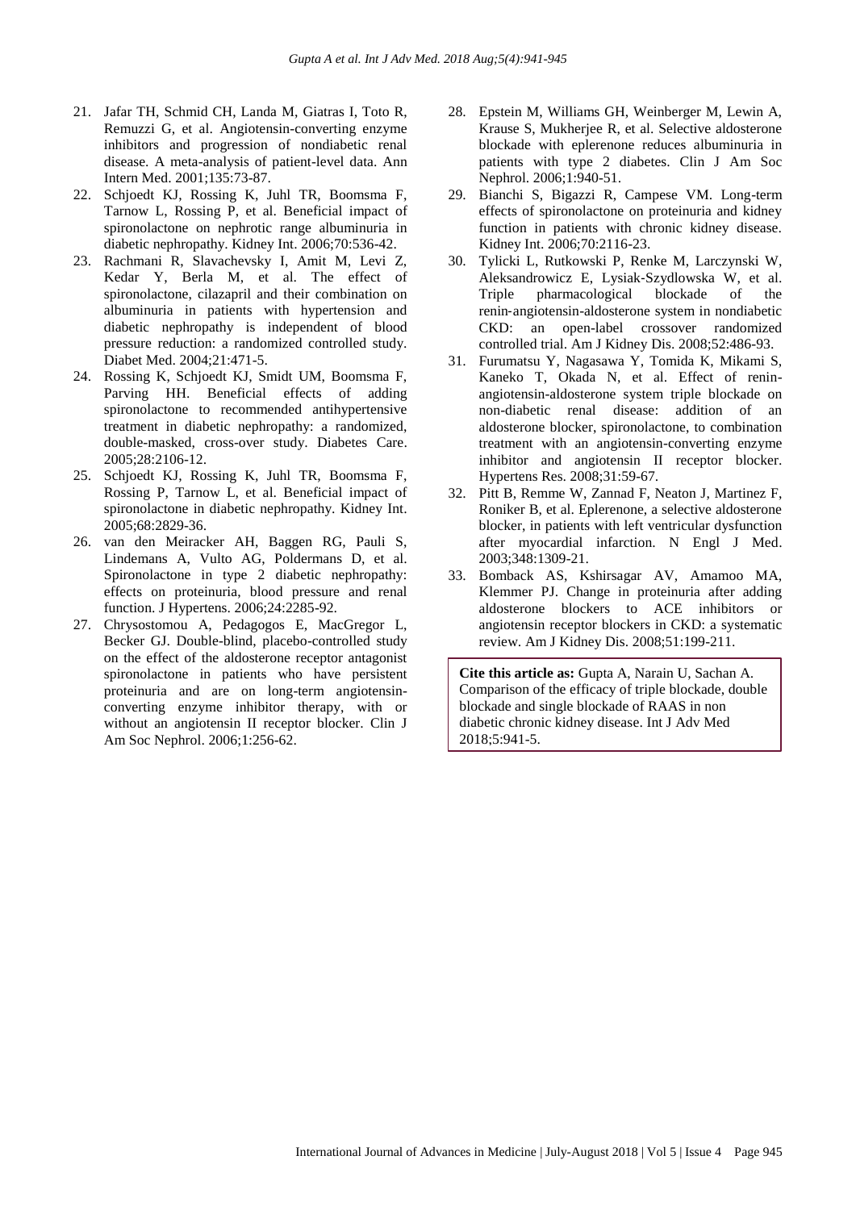21. Jafar TH, Schmid CH, Landa M, Giatras I, Toto R, Remuzzi G, et al. Angiotensin-converting enzyme inhibitors and progression of nondiabetic renal disease. A meta-analysis of patient-level data. Ann Intern Med. 2001;135:73-87.
22. Schjoedt KJ, Rossing K, Juhl TR, Boomsma F, Tarnow L, Rossing P, et al. Beneficial impact of spironolactone on nephrotic range albuminuria in diabetic nephropathy. Kidney Int. 2006;70:536-42.
23. Rachmani R, Slavachevsky I, Amit M, Levi Z, Kedar Y, Berla M, et al. The effect of spironolactone, cilazapril and their combination on albuminuria in patients with hypertension and diabetic nephropathy is independent of blood pressure reduction: a randomized controlled study. Diabet Med. 2004;21:471-5.
24. Rossing K, Schjoedt KJ, Smidt UM, Boomsma F, Parving HH. Beneficial effects of adding spironolactone to recommended antihypertensive treatment in diabetic nephropathy: a randomized, double-masked, cross-over study. Diabetes Care. 2005;28:2106-12.
25. Schjoedt KJ, Rossing K, Juhl TR, Boomsma F, Rossing P, Tarnow L, et al. Beneficial impact of spironolactone in diabetic nephropathy. Kidney Int. 2005;68:2829-36.
26. van den Meiracker AH, Baggen RG, Pauli S, Lindemans A, Vulto AG, Poldermans D, et al. Spironolactone in type 2 diabetic nephropathy: effects on proteinuria, blood pressure and renal function. J Hypertens. 2006;24:2285-92.
27. Chrysostomou A, Pedagogos E, MacGregor L, Becker GJ. Double-blind, placebo-controlled study on the effect of the aldosterone receptor antagonist spironolactone in patients who have persistent proteinuria and are on long-term angiotensin-converting enzyme inhibitor therapy, with or without an angiotensin II receptor blocker. Clin J Am Soc Nephrol. 2006;1:256-62.
28. Epstein M, Williams GH, Weinberger M, Lewin A, Krause S, Mukherjee R, et al. Selective aldosterone blockade with eplerenone reduces albuminuria in patients with type 2 diabetes. Clin J Am Soc Nephrol. 2006;1:940-51.
29. Bianchi S, Bigazzi R, Campese VM. Long-term effects of spironolactone on proteinuria and kidney function in patients with chronic kidney disease. Kidney Int. 2006;70:2116-23.
30. Tylicki L, Rutkowski P, Renke M, Larczynski W, Aleksandrowicz E, Lysiak-Szydlowska W, et al. Triple pharmacological blockade of the renin-angiotensin-aldosterone system in nondiabetic CKD: an open-label crossover randomized controlled trial. Am J Kidney Dis. 2008;52:486-93.
31. Furumatsu Y, Nagasawa Y, Tomida K, Mikami S, Kaneko T, Okada N, et al. Effect of renin-angiotensin-aldosterone system triple blockade on non-diabetic renal disease: addition of an aldosterone blocker, spironolactone, to combination treatment with an angiotensin-converting enzyme inhibitor and angiotensin II receptor blocker. Hypertens Res. 2008;31:59-67.
32. Pitt B, Remme W, Zannad F, Neaton J, Martinez F, Roniker B, et al. Eplerenone, a selective aldosterone blocker, in patients with left ventricular dysfunction after myocardial infarction. N Engl J Med. 2003;348:1309-21.
33. Bomback AS, Kshirsagar AV, Amamoo MA, Klemmer PJ. Change in proteinuria after adding aldosterone blockers to ACE inhibitors or angiotensin receptor blockers in CKD: a systematic review. Am J Kidney Dis. 2008;51:199-211.

**Cite this article as:** Gupta A, Narain U, Sachan A. Comparison of the efficacy of triple blockade, double blockade and single blockade of RAAS in non diabetic chronic kidney disease. Int J Adv Med 2018;5:941-5.